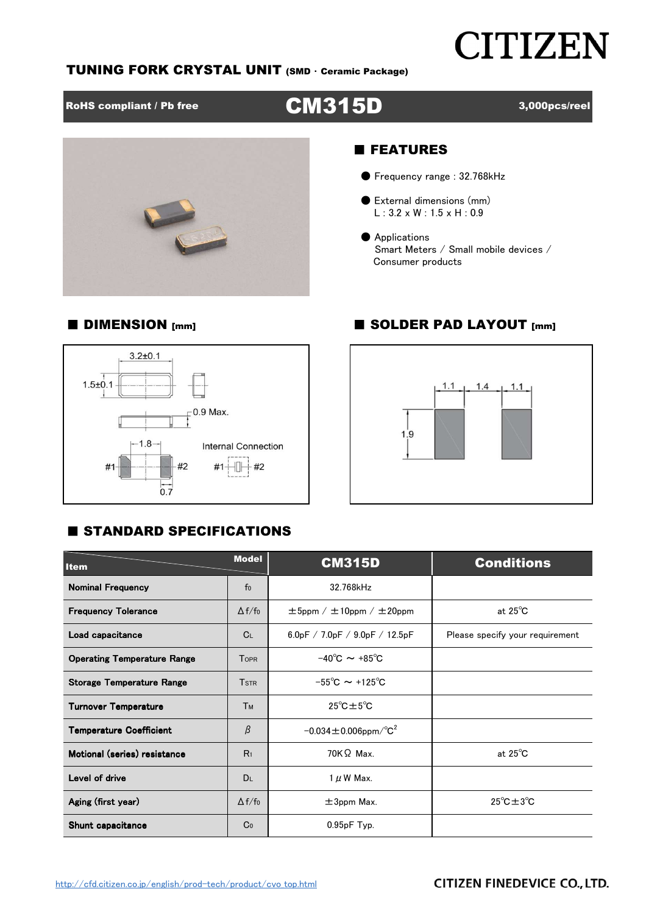# CITIZEN

## TUNING FORK CRYSTAL UNIT (SMD · Ceramic Package)

**RoHS compliant / Pb free** | **CM315D** | **3,000pcs/reel**

## ■ FEATURES

- Frequency range : 32.768kHz
- External dimensions (mm)
  L : 3.2 x W : 1.5 x H : 0.9
- Applications
  Smart Meters / Small mobile devices / Consumer products

## ■ DIMENSION [mm]

3.2±0.1

1.5±0.1

0.9 Max.

1.8

#1 #2

0.7

Internal Connection

#1 #2

## ■ SOLDER PAD LAYOUT [mm]

1.1 1.4 1.1

1.9

## ■ STANDARD SPECIFICATIONS

| Item | Model | CM315D | Conditions |
|---|---|---|---|
| Nominal Frequency | $f_0$ | 32.768kHz | |
| Frequency Tolerance | $\Delta f/f_0$ | ±5ppm / ±10ppm / ±20ppm | at 25℃ |
| Load capacitance | $C_L$ | 6.0pF / 7.0pF / 9.0pF / 12.5pF | Please specify your requirement |
| Operating Temperature Range | $T_{OPR}$ | −40℃ ~ +85℃ | |
| Storage Temperature Range | $T_{STR}$ | −55℃ ~ +125℃ | |
| Turnover Temperature | $T_M$ | 25℃±5℃ | |
| Temperature Coefficient | $\beta$ | −0.034±0.006ppm/℃$^2$ | |
| Motional (series) resistance | $R_1$ | 70KΩ Max. | at 25℃ |
| Level of drive | $D_L$ | 1μW Max. | |
| Aging (first year) | $\Delta f/f_0$ | ±3ppm Max. | 25℃±3℃ |
| Shunt capacitance | $C_0$ | 0.95pF Typ. | |

http://cfd.citizen.co.jp/english/prod-tech/product/cvo_top.html

CITIZEN FINEDEVICE CO., LTD.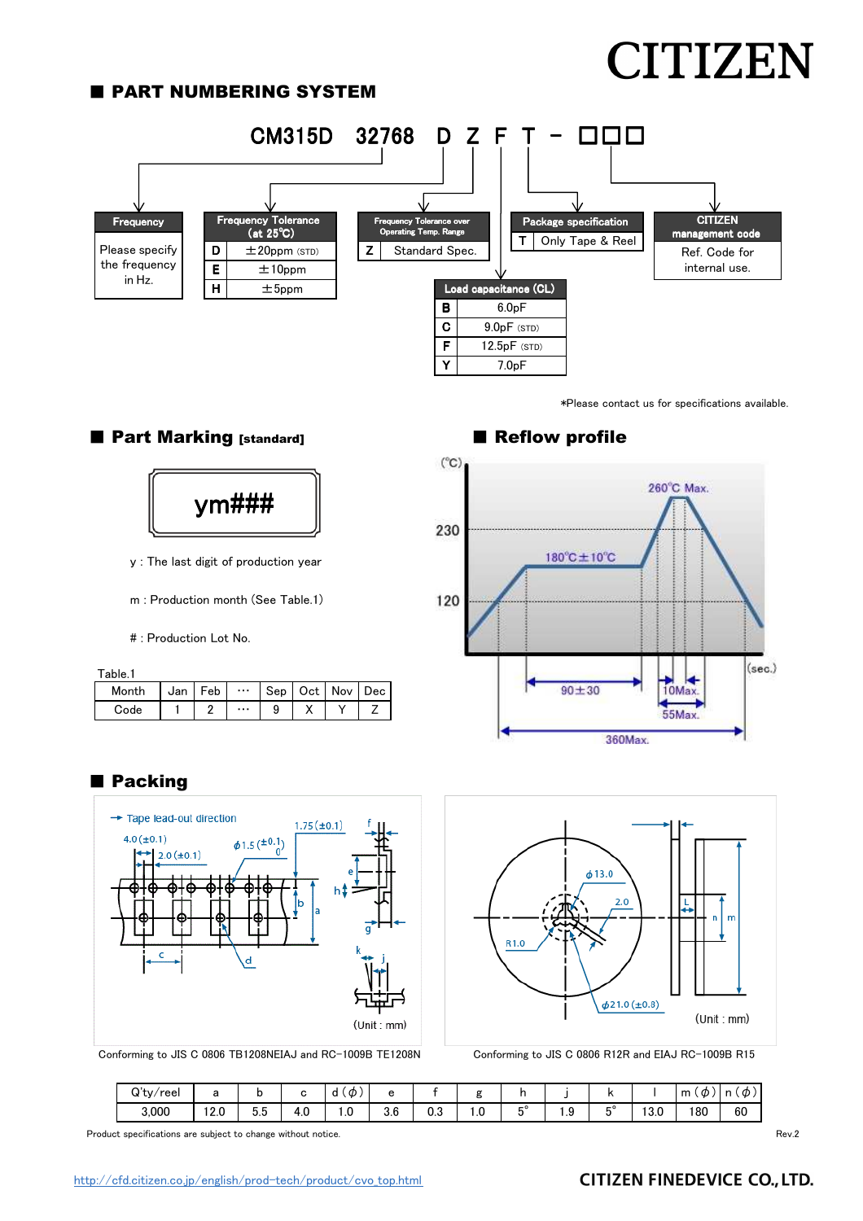CITIZEN

## ■ PART NUMBERING SYSTEM

CM315D 32768 D Z F T - □□□

**Frequency**

Please specify the frequency in Hz.

| Frequency Tolerance (at 25℃) | |
|---|---|
| D | ±20ppm (STD) |
| E | ±10ppm |
| H | ±5ppm |

| Frequency Tolerance over Operating Temp. Range | |
|---|---|
| Z | Standard Spec. |

| Load capacitance (CL) | |
|---|---|
| B | 6.0pF |
| C | 9.0pF (STD) |
| F | 12.5pF (STD) |
| Y | 7.0pF |

| Package specification | |
|---|---|
| T | Only Tape & Reel |

**CITIZEN management code**

Ref. Code for internal use.

*Please contact us for specifications available.

## ■ Part Marking [standard]

ym###

y : The last digit of production year

m : Production month (See Table.1)

# : Production Lot No.

Table.1

| Month | Jan | Feb | ··· | Sep | Oct | Nov | Dec |
|---|---|---|---|---|---|---|---|
| Code | 1 | 2 | ··· | 9 | X | Y | Z |

## ■ Reflow profile

(℃)
260℃ Max.
230
180℃±10℃
120
(sec.)
90±30
10Max.
55Max.
360Max.

## ■ Packing

Tape lead-out direction
4.0(±0.1)
2.0(±0.1)
φ1.5(+0.1/0)
1.75(±0.1)
f
e
h
b
a
g
c
d
k
j
(Unit : mm)

Conforming to JIS C 0806 TB1208NEIAJ and RC-1009B TE1208N

φ13.0
2.0
R1.0
φ21.0(±0.8)
L
n
m
(Unit : mm)

Conforming to JIS C 0806 R12R and EIAJ RC-1009B R15

| Q'ty/reel | a | b | c | d (φ) | e | f | g | h | j | k | l | m (φ) | n (φ) |
|---|---|---|---|---|---|---|---|---|---|---|---|---|---|
| 3,000 | 12.0 | 5.5 | 4.0 | 1.0 | 3.6 | 0.3 | 1.0 | 5° | 1.9 | 5° | 13.0 | 180 | 60 |

Product specifications are subject to change without notice.

Rev.2

http://cfd.citizen.co.jp/english/prod-tech/product/cvo_top.html

CITIZEN FINEDEVICE CO., LTD.